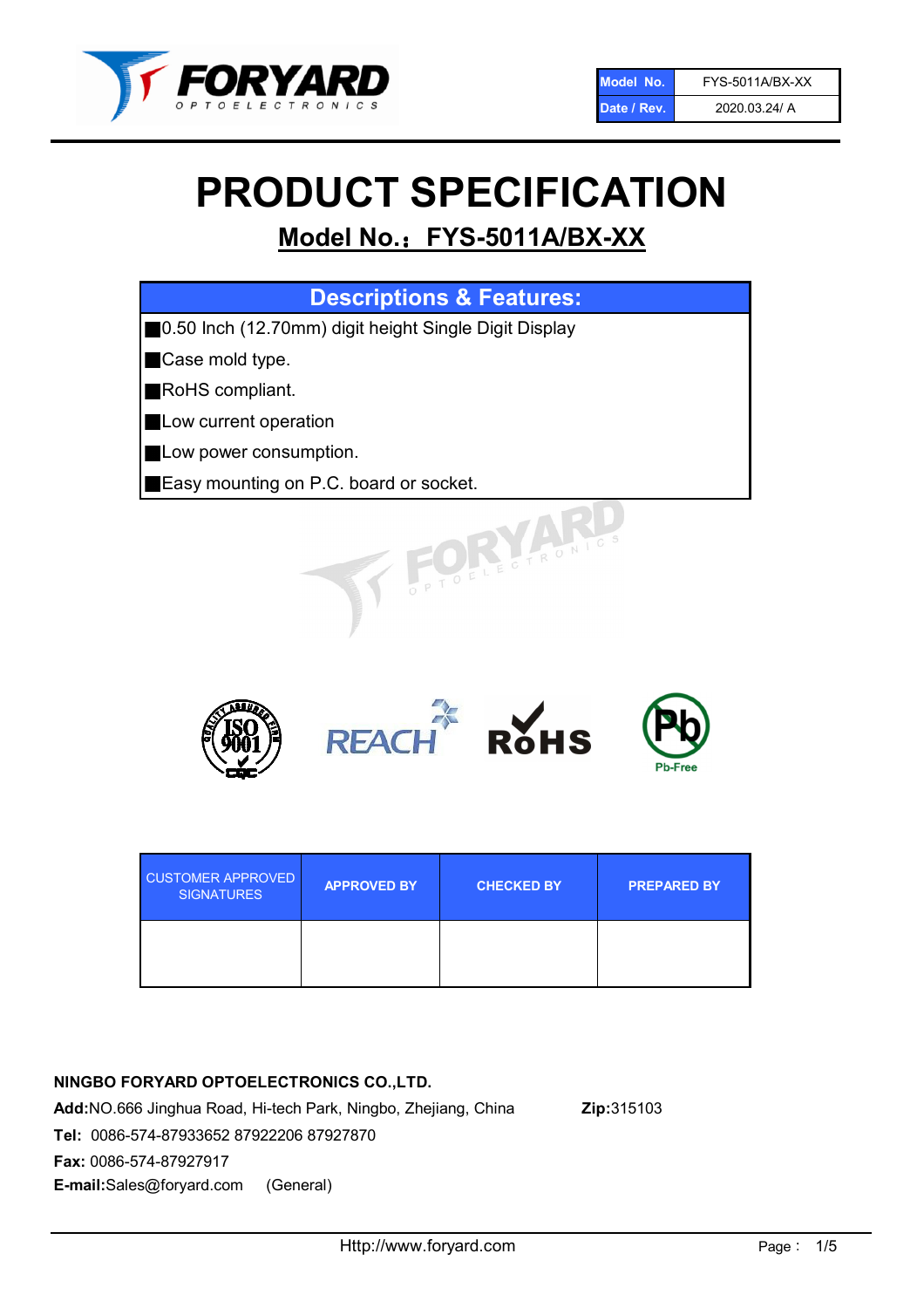| Model No. | FYS-5011A/BX-XX |
| --- | --- |
| Date / Rev. | 2020.03.24/ A |

# PRODUCT SPECIFICATION

## Model No.： FYS-5011A/BX-XX

| Descriptions & Features: |
| --- |
| ■0.50 Inch (12.70mm) digit height Single Digit Display |
| ■Case mold type. |
| ■RoHS compliant. |
| ■Low current operation |
| ■Low power consumption. |
| ■Easy mounting on P.C. board or socket. |

| CUSTOMER APPROVED SIGNATURES | APPROVED BY | CHECKED BY | PREPARED BY |
| --- | --- | --- | --- |
| | | | |

**NINGBO FORYARD OPTOELECTRONICS CO.,LTD.**

**Add:**NO.666 Jinghua Road, Hi-tech Park, Ningbo, Zhejiang, China **Zip:**315103

**Tel:** 0086-574-87933652 87922206 87927870

**Fax:** 0086-574-87927917

**E-mail:**Sales@foryard.com (General)

Http://www.foryard.com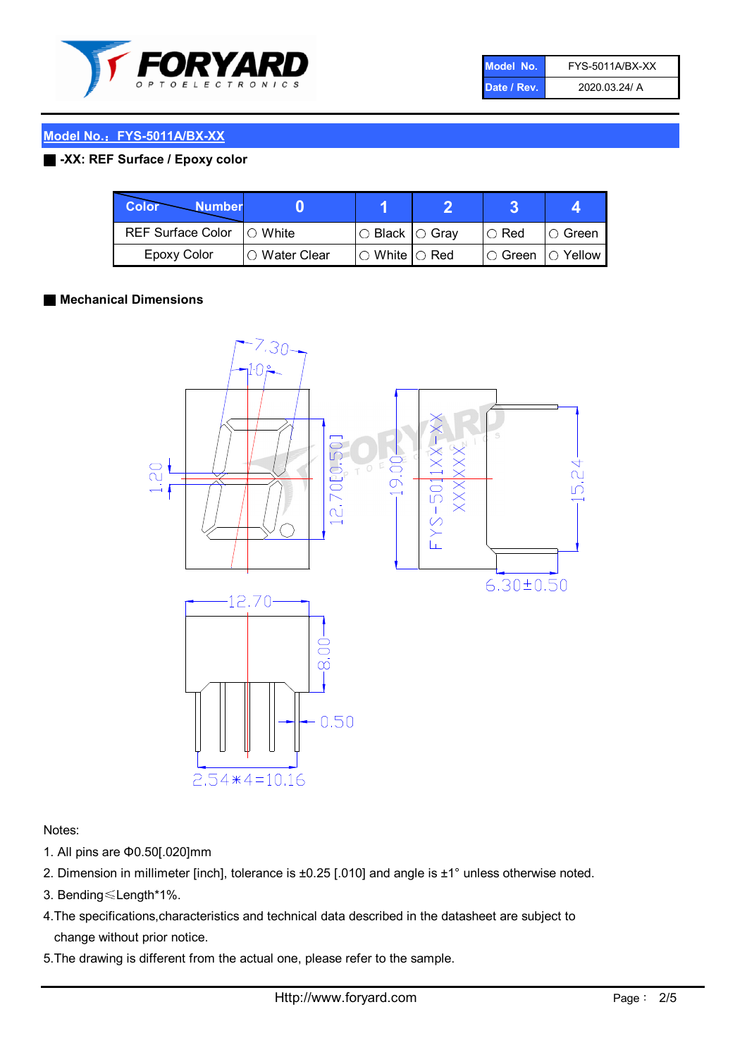| Model No. | FYS-5011A/BX-XX |
| --- | --- |
| Date / Rev. | 2020.03.24/ A |

## Model No.：FYS-5011A/BX-XX

**-XX: REF Surface / Epoxy color**

| Color \ Number | 0 | 1 | 2 | 3 | 4 |
| --- | --- | --- | --- | --- | --- |
| REF Surface Color | ○ White | ○ Black | ○ Gray | ○ Red | ○ Green |
| Epoxy Color | ○ Water Clear | ○ White | ○ Red | ○ Green | ○ Yellow |

**Mechanical Dimensions**

7.30
10°
1.20
12.70[0.50]
19.00
FYS-5011XX-XX
XXXXXX
15.24
6.30±0.50
12.70
8.00
0.50
2.54*4=10.16

Notes:

1. All pins are Φ0.50[.020]mm
2. Dimension in millimeter [inch], tolerance is ±0.25 [.010] and angle is ±1° unless otherwise noted.
3. Bending≤Length*1%.
4. The specifications,characteristics and technical data described in the datasheet are subject to change without prior notice.
5. The drawing is different from the actual one, please refer to the sample.

Http://www.foryard.com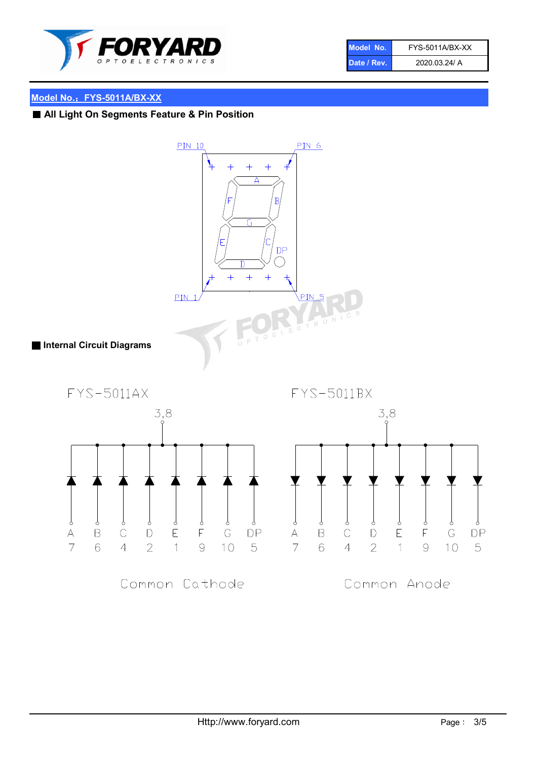| Model No. | FYS-5011A/BX-XX |
| --- | --- |
| Date / Rev. | 2020.03.24/ A |

## Model No.：FYS-5011A/BX-XX

### ■ All Light On Segments Feature & Pin Position

PIN 10 PIN 6

PIN 1 PIN 5

### ■ Internal Circuit Diagrams

**FYS-5011AX** — Common Cathode (common pins 3,8)

**FYS-5011BX** — Common Anode (common pins 3,8)

| Segment | A | B | C | D | E | F | G | DP |
| --- | --- | --- | --- | --- | --- | --- | --- | --- |
| Pin | 7 | 6 | 4 | 2 | 1 | 9 | 10 | 5 |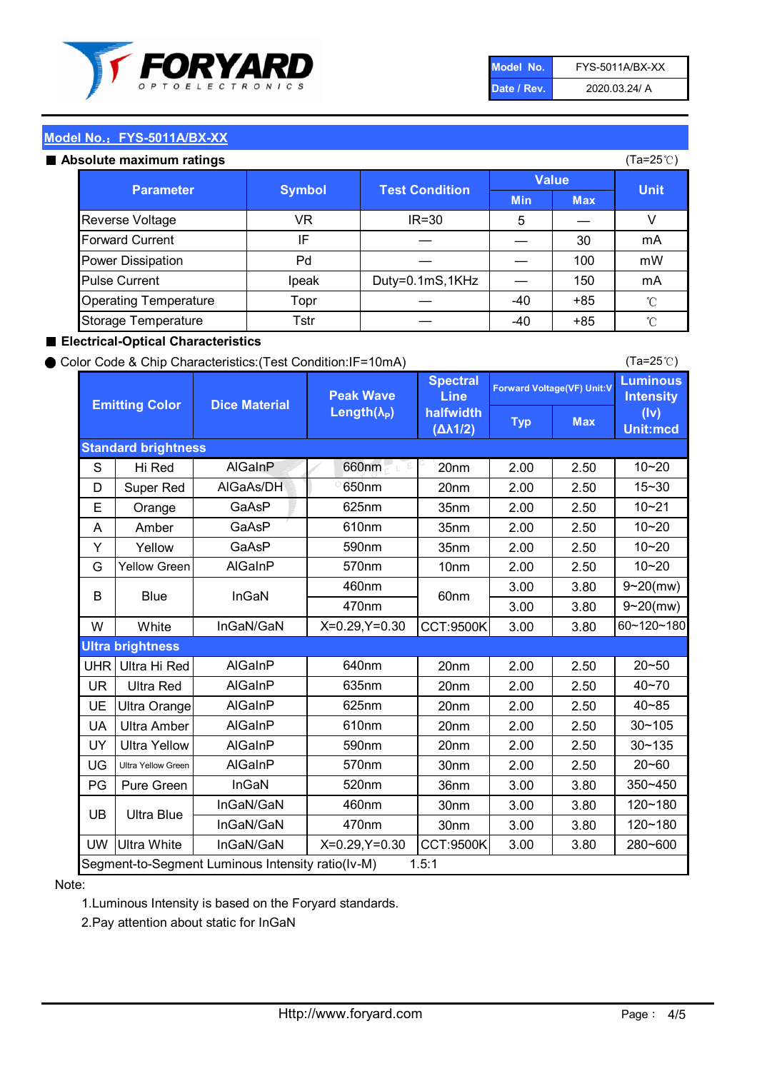| Model No. | FYS-5011A/BX-XX |
|---|---|
| Date / Rev. | 2020.03.24/ A |

## Model No.：FYS-5011A/BX-XX

### ■ Absolute maximum ratings

(Ta=25℃)

| Parameter | Symbol | Test Condition | Value | | Unit |
|---|---|---|---|---|---|
| | | | Min | Max | |
| Reverse Voltage | VR | IR=30 | 5 | — | V |
| Forward Current | IF | — | — | 30 | mA |
| Power Dissipation | Pd | — | — | 100 | mW |
| Pulse Current | Ipeak | Duty=0.1mS,1KHz | — | 150 | mA |
| Operating Temperature | Topr | — | -40 | +85 | ℃ |
| Storage Temperature | Tstr | — | -40 | +85 | ℃ |

### ■ Electrical-Optical Characteristics

● Color Code & Chip Characteristics:(Test Condition:IF=10mA)

(Ta=25℃)

| Emitting Color | | Dice Material | Peak Wave Length($\lambda_P$) | Spectral Line halfwidth ($\Delta\lambda 1/2$) | Forward Voltage(VF) Unit:V | | Luminous Intensity (Iv) Unit:mcd |
|---|---|---|---|---|---|---|---|
| | | | | | Typ | Max | |
| **Standard brightness** | | | | | | | |
| S | Hi Red | AlGaInP | 660nm | 20nm | 2.00 | 2.50 | 10~20 |
| D | Super Red | AlGaAs/DH | 650nm | 20nm | 2.00 | 2.50 | 15~30 |
| E | Orange | GaAsP | 625nm | 35nm | 2.00 | 2.50 | 10~21 |
| A | Amber | GaAsP | 610nm | 35nm | 2.00 | 2.50 | 10~20 |
| Y | Yellow | GaAsP | 590nm | 35nm | 2.00 | 2.50 | 10~20 |
| G | Yellow Green | AlGaInP | 570nm | 10nm | 2.00 | 2.50 | 10~20 |
| B | Blue | InGaN | 460nm | 60nm | 3.00 | 3.80 | 9~20(mw) |
| | | | 470nm | | 3.00 | 3.80 | 9~20(mw) |
| W | White | InGaN/GaN | X=0.29,Y=0.30 | CCT:9500K | 3.00 | 3.80 | 60~120~180 |
| **Ultra brightness** | | | | | | | |
| UHR | Ultra Hi Red | AlGaInP | 640nm | 20nm | 2.00 | 2.50 | 20~50 |
| UR | Ultra Red | AlGaInP | 635nm | 20nm | 2.00 | 2.50 | 40~70 |
| UE | Ultra Orange | AlGaInP | 625nm | 20nm | 2.00 | 2.50 | 40~85 |
| UA | Ultra Amber | AlGaInP | 610nm | 20nm | 2.00 | 2.50 | 30~105 |
| UY | Ultra Yellow | AlGaInP | 590nm | 20nm | 2.00 | 2.50 | 30~135 |
| UG | Ultra Yellow Green | AlGaInP | 570nm | 30nm | 2.00 | 2.50 | 20~60 |
| PG | Pure Green | InGaN | 520nm | 36nm | 3.00 | 3.80 | 350~450 |
| UB | Ultra Blue | InGaN/GaN | 460nm | 30nm | 3.00 | 3.80 | 120~180 |
| | | InGaN/GaN | 470nm | 30nm | 3.00 | 3.80 | 120~180 |
| UW | Ultra White | InGaN/GaN | X=0.29,Y=0.30 | CCT:9500K | 3.00 | 3.80 | 280~600 |
| Segment-to-Segment Luminous Intensity ratio(Iv-M) | | | | 1.5:1 | | | |

Note:

1.Luminous Intensity is based on the Foryard standards.

2.Pay attention about static for InGaN

Http://www.foryard.com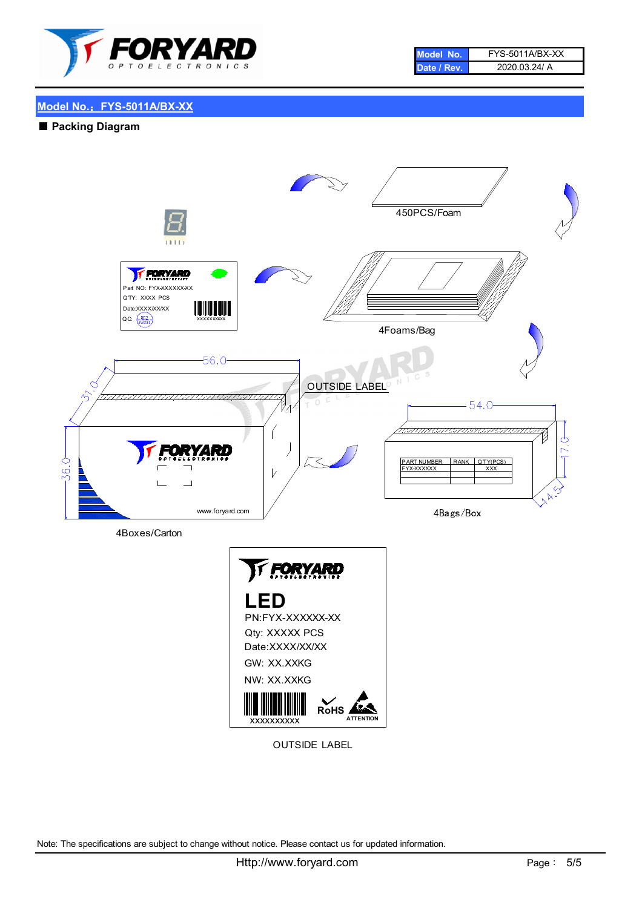| Model No. | FYS-5011A/BX-XX |
| --- | --- |
| Date / Rev. | 2020.03.24/ A |

## Model No.：FYS-5011A/BX-XX

■ **Packing Diagram**

450PCS/Foam

Part NO: FYX-XXXXXXX-XX
Q'TY: XXXX PCS
Date:XXXX/XX/XX
QC:

4Foams/Bag

56.0
31.0
36.0

OUTSIDE LABEL

54.0
17.0
14.5

| PART NUMBER | RANK | Q'TY(PCS) |
| --- | --- | --- |
| FYX-XXXXXX | | XXX |

www.foryard.com

4Bags/Box

4Boxes/Carton

**LED**
PN:FYX-XXXXXX-XX
Qty: XXXXX PCS
Date:XXXX/XX/XX
GW: XX.XXKG
NW: XX.XXKG
XXXXXXXXXX
RoHS
ATTENTION

OUTSIDE LABEL

Note: The specifications are subject to change without notice. Please contact us for updated information.